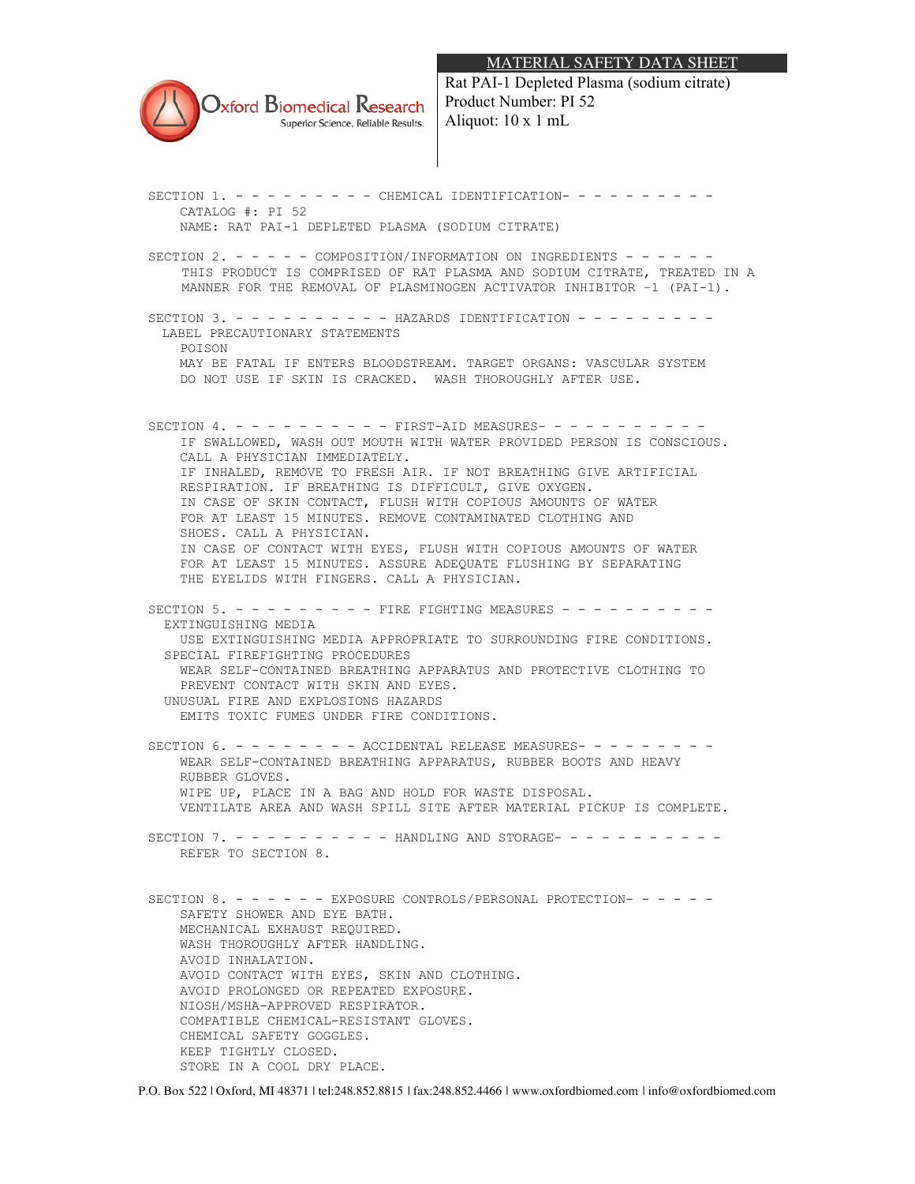# MATERIAL SAFETY DATA SHEET

Oxford Biomedical Research
Superior Science. Reliable Results.

Rat PAI-1 Depleted Plasma (sodium citrate)
Product Number: PI 52
Aliquot: 10 x 1 mL

## SECTION 1. - - - - - - - - - CHEMICAL IDENTIFICATION- - - - - - - - -

CATALOG #: PI 52
NAME: RAT PAI-1 DEPLETED PLASMA (SODIUM CITRATE)

## SECTION 2. - - - - - COMPOSITION/INFORMATION ON INGREDIENTS - - - - - -

THIS PRODUCT IS COMPRISED OF RAT PLASMA AND SODIUM CITRATE, TREATED IN A MANNER FOR THE REMOVAL OF PLASMINOGEN ACTIVATOR INHIBITOR –1 (PAI-1).

## SECTION 3. - - - - - - - - - - HAZARDS IDENTIFICATION - - - - - - - - -

LABEL PRECAUTIONARY STATEMENTS
POISON
MAY BE FATAL IF ENTERS BLOODSTREAM. TARGET ORGANS: VASCULAR SYSTEM
DO NOT USE IF SKIN IS CRACKED. WASH THOROUGHLY AFTER USE.

## SECTION 4. - - - - - - - - - - FIRST-AID MEASURES- - - - - - - - - -

IF SWALLOWED, WASH OUT MOUTH WITH WATER PROVIDED PERSON IS CONSCIOUS. CALL A PHYSICIAN IMMEDIATELY.
IF INHALED, REMOVE TO FRESH AIR. IF NOT BREATHING GIVE ARTIFICIAL RESPIRATION. IF BREATHING IS DIFFICULT, GIVE OXYGEN.
IN CASE OF SKIN CONTACT, FLUSH WITH COPIOUS AMOUNTS OF WATER FOR AT LEAST 15 MINUTES. REMOVE CONTAMINATED CLOTHING AND SHOES. CALL A PHYSICIAN.
IN CASE OF CONTACT WITH EYES, FLUSH WITH COPIOUS AMOUNTS OF WATER FOR AT LEAST 15 MINUTES. ASSURE ADEQUATE FLUSHING BY SEPARATING THE EYELIDS WITH FINGERS. CALL A PHYSICIAN.

## SECTION 5. - - - - - - - - - FIRE FIGHTING MEASURES - - - - - - - - - -

EXTINGUISHING MEDIA
USE EXTINGUISHING MEDIA APPROPRIATE TO SURROUNDING FIRE CONDITIONS.
SPECIAL FIREFIGHTING PROCEDURES
WEAR SELF-CONTAINED BREATHING APPARATUS AND PROTECTIVE CLOTHING TO PREVENT CONTACT WITH SKIN AND EYES.
UNUSUAL FIRE AND EXPLOSIONS HAZARDS
EMITS TOXIC FUMES UNDER FIRE CONDITIONS.

## SECTION 6. - - - - - - - - ACCIDENTAL RELEASE MEASURES- - - - - - - -

WEAR SELF-CONTAINED BREATHING APPARATUS, RUBBER BOOTS AND HEAVY RUBBER GLOVES.
WIPE UP, PLACE IN A BAG AND HOLD FOR WASTE DISPOSAL.
VENTILATE AREA AND WASH SPILL SITE AFTER MATERIAL PICKUP IS COMPLETE.

## SECTION 7. - - - - - - - - - - HANDLING AND STORAGE- - - - - - - - - -

REFER TO SECTION 8.

## SECTION 8. - - - - - - EXPOSURE CONTROLS/PERSONAL PROTECTION- - - - -

SAFETY SHOWER AND EYE BATH.
MECHANICAL EXHAUST REQUIRED.
WASH THOROUGHLY AFTER HANDLING.
AVOID INHALATION.
AVOID CONTACT WITH EYES, SKIN AND CLOTHING.
AVOID PROLONGED OR REPEATED EXPOSURE.
NIOSH/MSHA-APPROVED RESPIRATOR.
COMPATIBLE CHEMICAL-RESISTANT GLOVES.
CHEMICAL SAFETY GOGGLES.
KEEP TIGHTLY CLOSED.
STORE IN A COOL DRY PLACE.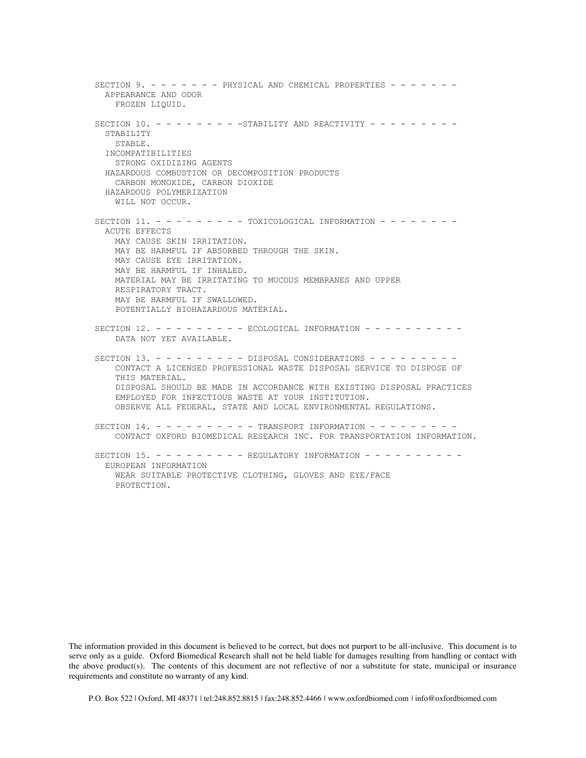## SECTION 9. - - - - - - - PHYSICAL AND CHEMICAL PROPERTIES - - - - - - -

APPEARANCE AND ODOR

FROZEN LIQUID.

## SECTION 10. - - - - - - - - -STABILITY AND REACTIVITY - - - - - - - - -

STABILITY

STABLE.

INCOMPATIBILITIES

STRONG OXIDIZING AGENTS

HAZARDOUS COMBUSTION OR DECOMPOSITION PRODUCTS

CARBON MONOXIDE, CARBON DIOXIDE

HAZARDOUS POLYMERIZATION

WILL NOT OCCUR.

## SECTION 11. - - - - - - - - - TOXICOLOGICAL INFORMATION - - - - - - - -

ACUTE EFFECTS

MAY CAUSE SKIN IRRITATION.
MAY BE HARMFUL IF ABSORBED THROUGH THE SKIN.
MAY CAUSE EYE IRRITATION.
MAY BE HARMFUL IF INHALED.
MATERIAL MAY BE IRRITATING TO MUCOUS MEMBRANES AND UPPER RESPIRATORY TRACT.
MAY BE HARMFUL IF SWALLOWED.
POTENTIALLY BIOHAZARDOUS MATERIAL.

## SECTION 12. - - - - - - - - - ECOLOGICAL INFORMATION - - - - - - - - - -

DATA NOT YET AVAILABLE.

## SECTION 13. - - - - - - - - - DISPOSAL CONSIDERATIONS - - - - - - - - -

CONTACT A LICENSED PROFESSIONAL WASTE DISPOSAL SERVICE TO DISPOSE OF THIS MATERIAL.
DISPOSAL SHOULD BE MADE IN ACCORDANCE WITH EXISTING DISPOSAL PRACTICES EMPLOYED FOR INFECTIOUS WASTE AT YOUR INSTITUTION.
OBSERVE ALL FEDERAL, STATE AND LOCAL ENVIRONMENTAL REGULATIONS.

## SECTION 14. - - - - - - - - - - TRANSPORT INFORMATION - - - - - - - - -

CONTACT OXFORD BIOMEDICAL RESEARCH INC. FOR TRANSPORTATION INFORMATION.

## SECTION 15. - - - - - - - - - REGULATORY INFORMATION - - - - - - - - - -

EUROPEAN INFORMATION

WEAR SUITABLE PROTECTIVE CLOTHING, GLOVES AND EYE/FACE PROTECTION.

The information provided in this document is believed to be correct, but does not purport to be all-inclusive. This document is to serve only as a guide. Oxford Biomedical Research shall not be held liable for damages resulting from handling or contact with the above product(s). The contents of this document are not reflective of nor a substitute for state, municipal or insurance requirements and constitute no warranty of any kind.

P.O. Box 522 | Oxford, MI 48371 | tel:248.852.8815 | fax:248.852.4466 | www.oxfordbiomed.com | info@oxfordbiomed.com